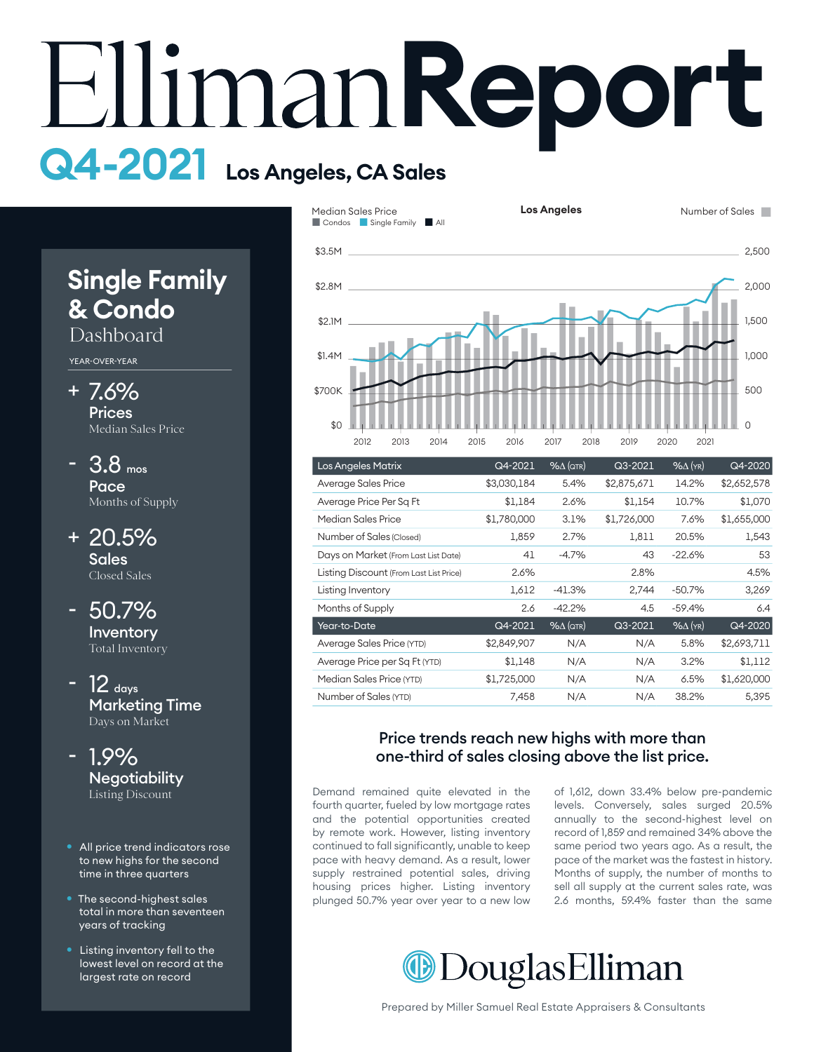# EllimanReport

## Q4-2021 Los Angeles, CA Sales

## Single Family & Condo Dashboard

YEAR-OVER-YEAR

**+ 7.6%**
**Prices**
Median Sales Price

**- 3.8 mos**
**Pace**
Months of Supply

**+ 20.5%**
**Sales**
Closed Sales

**- 50.7%**
**Inventory**
Total Inventory

**- 12 days**
**Marketing Time**
Days on Market

**- 1.9%**
**Negotiability**
Listing Discount

- All price trend indicators rose to new highs for the second time in three quarters
- The second-highest sales total in more than seventeen years of tracking
- Listing inventory fell to the lowest level on record at the largest rate on record

| Los Angeles Matrix | Q4-2021 | %Δ (QTR) | Q3-2021 | %Δ (YR) | Q4-2020 |
|---|---|---|---|---|---|
| Average Sales Price | $3,030,184 | 5.4% | $2,875,671 | 14.2% | $2,652,578 |
| Average Price Per Sq Ft | $1,184 | 2.6% | $1,154 | 10.7% | $1,070 |
| Median Sales Price | $1,780,000 | 3.1% | $1,726,000 | 7.6% | $1,655,000 |
| Number of Sales (Closed) | 1,859 | 2.7% | 1,811 | 20.5% | 1,543 |
| Days on Market (From Last List Date) | 41 | -4.7% | 43 | -22.6% | 53 |
| Listing Discount (From Last List Price) | 2.6% | | 2.8% | | 4.5% |
| Listing Inventory | 1,612 | -41.3% | 2,744 | -50.7% | 3,269 |
| Months of Supply | 2.6 | -42.2% | 4.5 | -59.4% | 6.4 |
| **Year-to-Date** | **Q4-2021** | **%Δ (QTR)** | **Q3-2021** | **%Δ (YR)** | **Q4-2020** |
| Average Sales Price (YTD) | $2,849,907 | N/A | N/A | 5.8% | $2,693,711 |
| Average Price per Sq Ft (YTD) | $1,148 | N/A | N/A | 3.2% | $1,112 |
| Median Sales Price (YTD) | $1,725,000 | N/A | N/A | 6.5% | $1,620,000 |
| Number of Sales (YTD) | 7,458 | N/A | N/A | 38.2% | 5,395 |

### Price trends reach new highs with more than one-third of sales closing above the list price.

Demand remained quite elevated in the fourth quarter, fueled by low mortgage rates and the potential opportunities created by remote work. However, listing inventory continued to fall significantly, unable to keep pace with heavy demand. As a result, lower supply restrained potential sales, driving housing prices higher. Listing inventory plunged 50.7% year over year to a new low of 1,612, down 33.4% below pre-pandemic levels. Conversely, sales surged 20.5% annually to the second-highest level on record of 1,859 and remained 34% above the same period two years ago. As a result, the pace of the market was the fastest in history. Months of supply, the number of months to sell all supply at the current sales rate, was 2.6 months, 59.4% faster than the same

DouglasElliman

Prepared by Miller Samuel Real Estate Appraisers & Consultants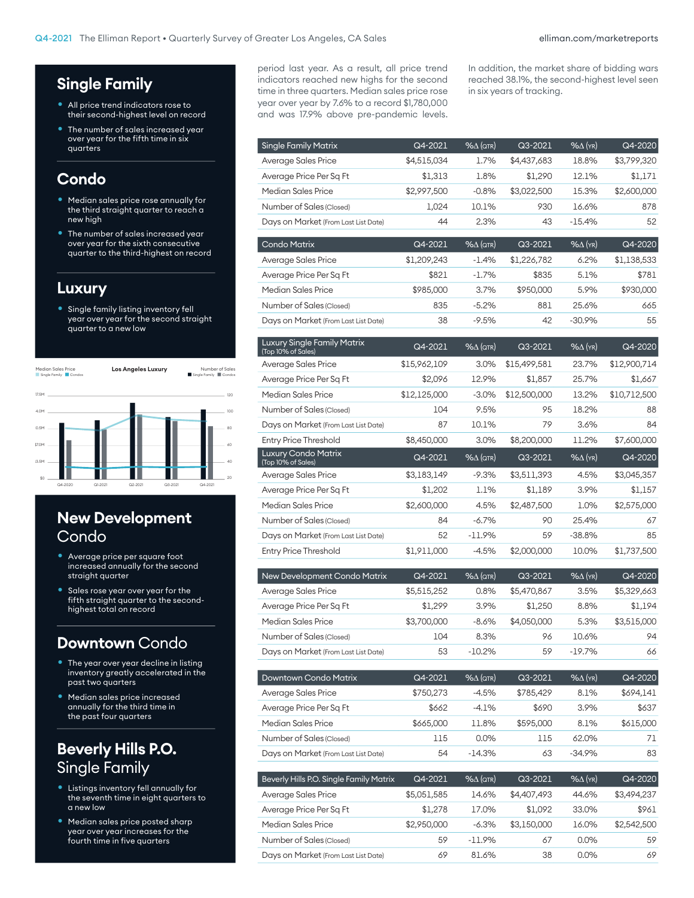## Single Family

- All price trend indicators rose to their second-highest level on record
- The number of sales increased year over year for the fifth time in six quarters

## Condo

- Median sales price rose annually for the third straight quarter to reach a new high
- The number of sales increased year over year for the sixth consecutive quarter to the third-highest on record

## Luxury

- Single family listing inventory fell year over year for the second straight quarter to a new low

## New Development Condo

- Average price per square foot increased annually for the second straight quarter
- Sales rose year over year for the fifth straight quarter to the second-highest total on record

## Downtown Condo

- The year over year decline in listing inventory greatly accelerated in the past two quarters
- Median sales price increased annually for the third time in the past four quarters

## Beverly Hills P.O. Single Family

- Listings inventory fell annually for the seventh time in eight quarters to a new low
- Median sales price posted sharp year over year increases for the fourth time in five quarters

period last year. As a result, all price trend indicators reached new highs for the second time in three quarters. Median sales price rose year over year by 7.6% to a record $1,780,000 and was 17.9% above pre-pandemic levels. In addition, the market share of bidding wars reached 38.1%, the second-highest level seen in six years of tracking.

| Single Family Matrix | Q4-2021 | %Δ (QTR) | Q3-2021 | %Δ (YR) | Q4-2020 |
|---|---|---|---|---|---|
| Average Sales Price | $4,515,034 | 1.7% | $4,437,683 | 18.8% | $3,799,320 |
| Average Price Per Sq Ft | $1,313 | 1.8% | $1,290 | 12.1% | $1,171 |
| Median Sales Price | $2,997,500 | -0.8% | $3,022,500 | 15.3% | $2,600,000 |
| Number of Sales (Closed) | 1,024 | 10.1% | 930 | 16.6% | 878 |
| Days on Market (From Last List Date) | 44 | 2.3% | 43 | -15.4% | 52 |

| Condo Matrix | Q4-2021 | %Δ (QTR) | Q3-2021 | %Δ (YR) | Q4-2020 |
|---|---|---|---|---|---|
| Average Sales Price | $1,209,243 | -1.4% | $1,226,782 | 6.2% | $1,138,533 |
| Average Price Per Sq Ft | $821 | -1.7% | $835 | 5.1% | $781 |
| Median Sales Price | $985,000 | 3.7% | $950,000 | 5.9% | $930,000 |
| Number of Sales (Closed) | 835 | -5.2% | 881 | 25.6% | 665 |
| Days on Market (From Last List Date) | 38 | -9.5% | 42 | -30.9% | 55 |

| Luxury Single Family Matrix (Top 10% of Sales) | Q4-2021 | %Δ (QTR) | Q3-2021 | %Δ (YR) | Q4-2020 |
|---|---|---|---|---|---|
| Average Sales Price | $15,962,109 | 3.0% | $15,499,581 | 23.7% | $12,900,714 |
| Average Price Per Sq Ft | $2,096 | 12.9% | $1,857 | 25.7% | $1,667 |
| Median Sales Price | $12,125,000 | -3.0% | $12,500,000 | 13.2% | $10,712,500 |
| Number of Sales (Closed) | 104 | 9.5% | 95 | 18.2% | 88 |
| Days on Market (From Last List Date) | 87 | 10.1% | 79 | 3.6% | 84 |
| Entry Price Threshold | $8,450,000 | 3.0% | $8,200,000 | 11.2% | $7,600,000 |

| Luxury Condo Matrix (Top 10% of Sales) | Q4-2021 | %Δ (QTR) | Q3-2021 | %Δ (YR) | Q4-2020 |
|---|---|---|---|---|---|
| Average Sales Price | $3,183,149 | -9.3% | $3,511,393 | 4.5% | $3,045,357 |
| Average Price Per Sq Ft | $1,202 | 1.1% | $1,189 | 3.9% | $1,157 |
| Median Sales Price | $2,600,000 | 4.5% | $2,487,500 | 1.0% | $2,575,000 |
| Number of Sales (Closed) | 84 | -6.7% | 90 | 25.4% | 67 |
| Days on Market (From Last List Date) | 52 | -11.9% | 59 | -38.8% | 85 |
| Entry Price Threshold | $1,911,000 | -4.5% | $2,000,000 | 10.0% | $1,737,500 |

| New Development Condo Matrix | Q4-2021 | %Δ (QTR) | Q3-2021 | %Δ (YR) | Q4-2020 |
|---|---|---|---|---|---|
| Average Sales Price | $5,515,252 | 0.8% | $5,470,867 | 3.5% | $5,329,663 |
| Average Price Per Sq Ft | $1,299 | 3.9% | $1,250 | 8.8% | $1,194 |
| Median Sales Price | $3,700,000 | -8.6% | $4,050,000 | 5.3% | $3,515,000 |
| Number of Sales (Closed) | 104 | 8.3% | 96 | 10.6% | 94 |
| Days on Market (From Last List Date) | 53 | -10.2% | 59 | -19.7% | 66 |

| Downtown Condo Matrix | Q4-2021 | %Δ (QTR) | Q3-2021 | %Δ (YR) | Q4-2020 |
|---|---|---|---|---|---|
| Average Sales Price | $750,273 | -4.5% | $785,429 | 8.1% | $694,141 |
| Average Price Per Sq Ft | $662 | -4.1% | $690 | 3.9% | $637 |
| Median Sales Price | $665,000 | 11.8% | $595,000 | 8.1% | $615,000 |
| Number of Sales (Closed) | 115 | 0.0% | 115 | 62.0% | 71 |
| Days on Market (From Last List Date) | 54 | -14.3% | 63 | -34.9% | 83 |

| Beverly Hills P.O. Single Family Matrix | Q4-2021 | %Δ (QTR) | Q3-2021 | %Δ (YR) | Q4-2020 |
|---|---|---|---|---|---|
| Average Sales Price | $5,051,585 | 14.6% | $4,407,493 | 44.6% | $3,494,237 |
| Average Price Per Sq Ft | $1,278 | 17.0% | $1,092 | 33.0% | $961 |
| Median Sales Price | $2,950,000 | -6.3% | $3,150,000 | 16.0% | $2,542,500 |
| Number of Sales (Closed) | 59 | -11.9% | 67 | 0.0% | 59 |
| Days on Market (From Last List Date) | 69 | 81.6% | 38 | 0.0% | 69 |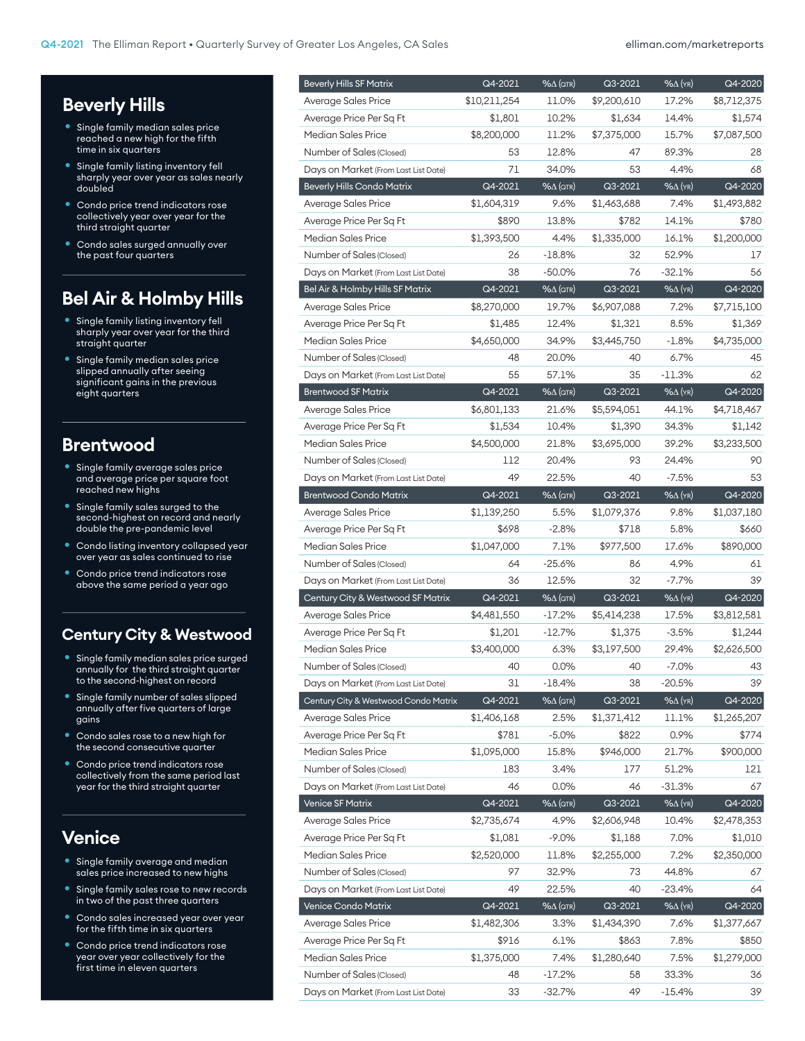## Beverly Hills

- Single family median sales price reached a new high for the fifth time in six quarters
- Single family listing inventory fell sharply year over year as sales nearly doubled
- Condo price trend indicators rose collectively year over year for the third straight quarter
- Condo sales surged annually over the past four quarters

## Bel Air & Holmby Hills

- Single family listing inventory fell sharply year over year for the third straight quarter
- Single family median sales price slipped annually after seeing significant gains in the previous eight quarters

## Brentwood

- Single family average sales price and average price per square foot reached new highs
- Single family sales surged to the second-highest on record and nearly double the pre-pandemic level
- Condo listing inventory collapsed year over year as sales continued to rise
- Condo price trend indicators rose above the same period a year ago

## Century City & Westwood

- Single family median sales price surged annually for the third straight quarter to the second-highest on record
- Single family number of sales slipped annually after five quarters of large gains
- Condo sales rose to a new high for the second consecutive quarter
- Condo price trend indicators rose collectively from the same period last year for the third straight quarter

## Venice

- Single family average and median sales price increased to new highs
- Single family sales rose to new records in two of the past three quarters
- Condo sales increased year over year for the fifth time in six quarters
- Condo price trend indicators rose year over year collectively for the first time in eleven quarters

| Beverly Hills SF Matrix | Q4-2021 | %Δ (QTR) | Q3-2021 | %Δ (YR) | Q4-2020 |
|---|---|---|---|---|---|
| Average Sales Price | $10,211,254 | 11.0% | $9,200,610 | 17.2% | $8,712,375 |
| Average Price Per Sq Ft | $1,801 | 10.2% | $1,634 | 14.4% | $1,574 |
| Median Sales Price | $8,200,000 | 11.2% | $7,375,000 | 15.7% | $7,087,500 |
| Number of Sales (Closed) | 53 | 12.8% | 47 | 89.3% | 28 |
| Days on Market (From Last List Date) | 71 | 34.0% | 53 | 4.4% | 68 |
| **Beverly Hills Condo Matrix** | **Q4-2021** | **%Δ (QTR)** | **Q3-2021** | **%Δ (YR)** | **Q4-2020** |
| Average Sales Price | $1,604,319 | 9.6% | $1,463,688 | 7.4% | $1,493,882 |
| Average Price Per Sq Ft | $890 | 13.8% | $782 | 14.1% | $780 |
| Median Sales Price | $1,393,500 | 4.4% | $1,335,000 | 16.1% | $1,200,000 |
| Number of Sales (Closed) | 26 | -18.8% | 32 | 52.9% | 17 |
| Days on Market (From Last List Date) | 38 | -50.0% | 76 | -32.1% | 56 |
| **Bel Air & Holmby Hills SF Matrix** | **Q4-2021** | **%Δ (QTR)** | **Q3-2021** | **%Δ (YR)** | **Q4-2020** |
| Average Sales Price | $8,270,000 | 19.7% | $6,907,088 | 7.2% | $7,715,100 |
| Average Price Per Sq Ft | $1,485 | 12.4% | $1,321 | 8.5% | $1,369 |
| Median Sales Price | $4,650,000 | 34.9% | $3,445,750 | -1.8% | $4,735,000 |
| Number of Sales (Closed) | 48 | 20.0% | 40 | 6.7% | 45 |
| Days on Market (From Last List Date) | 55 | 57.1% | 35 | -11.3% | 62 |
| **Brentwood SF Matrix** | **Q4-2021** | **%Δ (QTR)** | **Q3-2021** | **%Δ (YR)** | **Q4-2020** |
| Average Sales Price | $6,801,133 | 21.6% | $5,594,051 | 44.1% | $4,718,467 |
| Average Price Per Sq Ft | $1,534 | 10.4% | $1,390 | 34.3% | $1,142 |
| Median Sales Price | $4,500,000 | 21.8% | $3,695,000 | 39.2% | $3,233,500 |
| Number of Sales (Closed) | 112 | 20.4% | 93 | 24.4% | 90 |
| Days on Market (From Last List Date) | 49 | 22.5% | 40 | -7.5% | 53 |
| **Brentwood Condo Matrix** | **Q4-2021** | **%Δ (QTR)** | **Q3-2021** | **%Δ (YR)** | **Q4-2020** |
| Average Sales Price | $1,139,250 | 5.5% | $1,079,376 | 9.8% | $1,037,180 |
| Average Price Per Sq Ft | $698 | -2.8% | $718 | 5.8% | $660 |
| Median Sales Price | $1,047,000 | 7.1% | $977,500 | 17.6% | $890,000 |
| Number of Sales (Closed) | 64 | -25.6% | 86 | 4.9% | 61 |
| Days on Market (From Last List Date) | 36 | 12.5% | 32 | -7.7% | 39 |
| **Century City & Westwood SF Matrix** | **Q4-2021** | **%Δ (QTR)** | **Q3-2021** | **%Δ (YR)** | **Q4-2020** |
| Average Sales Price | $4,481,550 | -17.2% | $5,414,238 | 17.5% | $3,812,581 |
| Average Price Per Sq Ft | $1,201 | -12.7% | $1,375 | -3.5% | $1,244 |
| Median Sales Price | $3,400,000 | 6.3% | $3,197,500 | 29.4% | $2,626,500 |
| Number of Sales (Closed) | 40 | 0.0% | 40 | -7.0% | 43 |
| Days on Market (From Last List Date) | 31 | -18.4% | 38 | -20.5% | 39 |
| **Century City & Westwood Condo Matrix** | **Q4-2021** | **%Δ (QTR)** | **Q3-2021** | **%Δ (YR)** | **Q4-2020** |
| Average Sales Price | $1,406,168 | 2.5% | $1,371,412 | 11.1% | $1,265,207 |
| Average Price Per Sq Ft | $781 | -5.0% | $822 | 0.9% | $774 |
| Median Sales Price | $1,095,000 | 15.8% | $946,000 | 21.7% | $900,000 |
| Number of Sales (Closed) | 183 | 3.4% | 177 | 51.2% | 121 |
| Days on Market (From Last List Date) | 46 | 0.0% | 46 | -31.3% | 67 |
| **Venice SF Matrix** | **Q4-2021** | **%Δ (QTR)** | **Q3-2021** | **%Δ (YR)** | **Q4-2020** |
| Average Sales Price | $2,735,674 | 4.9% | $2,606,948 | 10.4% | $2,478,353 |
| Average Price Per Sq Ft | $1,081 | -9.0% | $1,188 | 7.0% | $1,010 |
| Median Sales Price | $2,520,000 | 11.8% | $2,255,000 | 7.2% | $2,350,000 |
| Number of Sales (Closed) | 97 | 32.9% | 73 | 44.8% | 67 |
| Days on Market (From Last List Date) | 49 | 22.5% | 40 | -23.4% | 64 |
| **Venice Condo Matrix** | **Q4-2021** | **%Δ (QTR)** | **Q3-2021** | **%Δ (YR)** | **Q4-2020** |
| Average Sales Price | $1,482,306 | 3.3% | $1,434,390 | 7.6% | $1,377,667 |
| Average Price Per Sq Ft | $916 | 6.1% | $863 | 7.8% | $850 |
| Median Sales Price | $1,375,000 | 7.4% | $1,280,640 | 7.5% | $1,279,000 |
| Number of Sales (Closed) | 48 | -17.2% | 58 | 33.3% | 36 |
| Days on Market (From Last List Date) | 33 | -32.7% | 49 | -15.4% | 39 |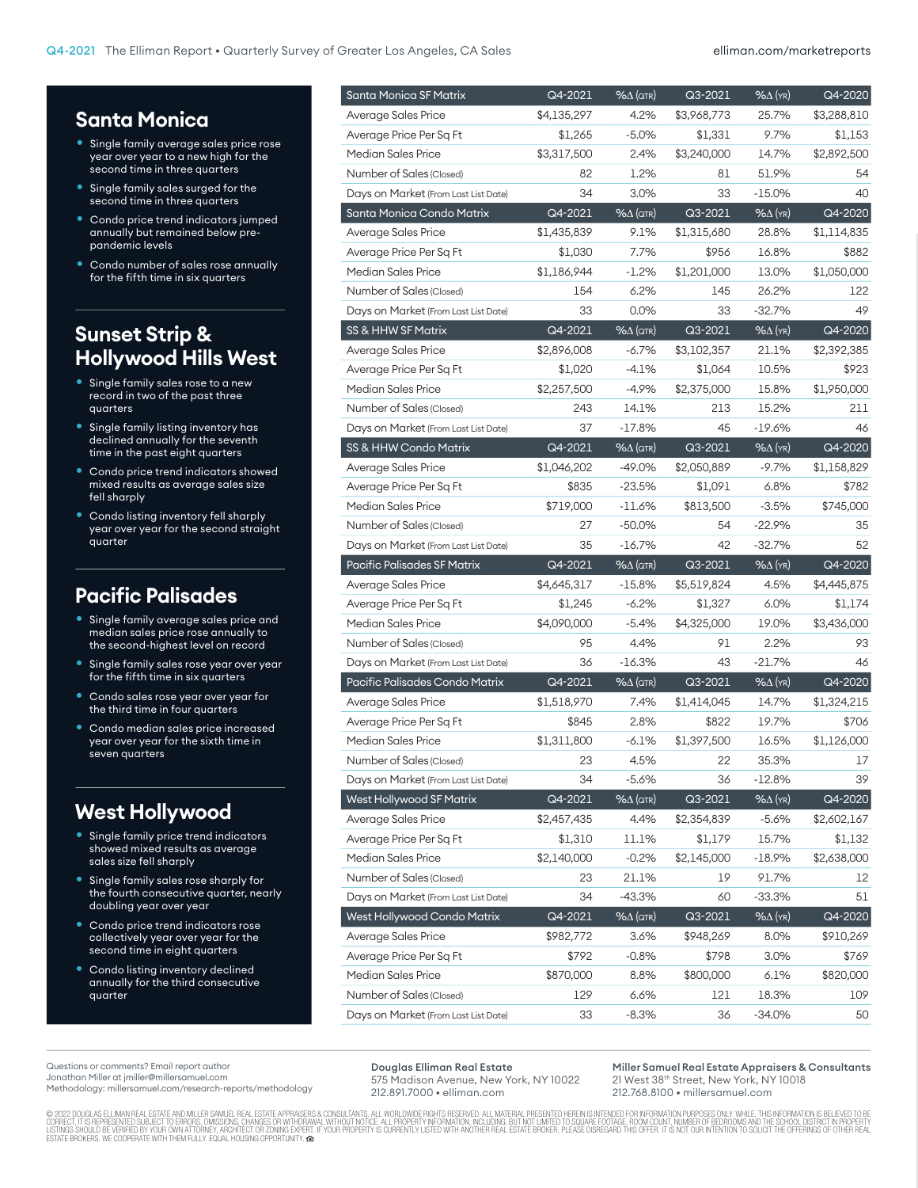## Santa Monica

- Single family average sales price rose year over year to a new high for the second time in three quarters
- Single family sales surged for the second time in three quarters
- Condo price trend indicators jumped annually but remained below pre-pandemic levels
- Condo number of sales rose annually for the fifth time in six quarters

## Sunset Strip & Hollywood Hills West

- Single family sales rose to a new record in two of the past three quarters
- Single family listing inventory has declined annually for the seventh time in the past eight quarters
- Condo price trend indicators showed mixed results as average sales size fell sharply
- Condo listing inventory fell sharply year over year for the second straight quarter

## Pacific Palisades

- Single family average sales price and median sales price rose annually to the second-highest level on record
- Single family sales rose year over year for the fifth time in six quarters
- Condo sales rose year over year for the third time in four quarters
- Condo median sales price increased year over year for the sixth time in seven quarters

## West Hollywood

- Single family price trend indicators showed mixed results as average sales size fell sharply
- Single family sales rose sharply for the fourth consecutive quarter, nearly doubling year over year
- Condo price trend indicators rose collectively year over year for the second time in eight quarters
- Condo listing inventory declined annually for the third consecutive quarter

| Santa Monica SF Matrix | Q4-2021 | %Δ (QTR) | Q3-2021 | %Δ (YR) | Q4-2020 |
|---|---|---|---|---|---|
| Average Sales Price | $4,135,297 | 4.2% | $3,968,773 | 25.7% | $3,288,810 |
| Average Price Per Sq Ft | $1,265 | -5.0% | $1,331 | 9.7% | $1,153 |
| Median Sales Price | $3,317,500 | 2.4% | $3,240,000 | 14.7% | $2,892,500 |
| Number of Sales (Closed) | 82 | 1.2% | 81 | 51.9% | 54 |
| Days on Market (From Last List Date) | 34 | 3.0% | 33 | -15.0% | 40 |
| **Santa Monica Condo Matrix** | **Q4-2021** | **%Δ (QTR)** | **Q3-2021** | **%Δ (YR)** | **Q4-2020** |
| Average Sales Price | $1,435,839 | 9.1% | $1,315,680 | 28.8% | $1,114,835 |
| Average Price Per Sq Ft | $1,030 | 7.7% | $956 | 16.8% | $882 |
| Median Sales Price | $1,186,944 | -1.2% | $1,201,000 | 13.0% | $1,050,000 |
| Number of Sales (Closed) | 154 | 6.2% | 145 | 26.2% | 122 |
| Days on Market (From Last List Date) | 33 | 0.0% | 33 | -32.7% | 49 |
| **SS & HHW SF Matrix** | **Q4-2021** | **%Δ (QTR)** | **Q3-2021** | **%Δ (YR)** | **Q4-2020** |
| Average Sales Price | $2,896,008 | -6.7% | $3,102,357 | 21.1% | $2,392,385 |
| Average Price Per Sq Ft | $1,020 | -4.1% | $1,064 | 10.5% | $923 |
| Median Sales Price | $2,257,500 | -4.9% | $2,375,000 | 15.8% | $1,950,000 |
| Number of Sales (Closed) | 243 | 14.1% | 213 | 15.2% | 211 |
| Days on Market (From Last List Date) | 37 | -17.8% | 45 | -19.6% | 46 |
| **SS & HHW Condo Matrix** | **Q4-2021** | **%Δ (QTR)** | **Q3-2021** | **%Δ (YR)** | **Q4-2020** |
| Average Sales Price | $1,046,202 | -49.0% | $2,050,889 | -9.7% | $1,158,829 |
| Average Price Per Sq Ft | $835 | -23.5% | $1,091 | 6.8% | $782 |
| Median Sales Price | $719,000 | -11.6% | $813,500 | -3.5% | $745,000 |
| Number of Sales (Closed) | 27 | -50.0% | 54 | -22.9% | 35 |
| Days on Market (From Last List Date) | 35 | -16.7% | 42 | -32.7% | 52 |
| **Pacific Palisades SF Matrix** | **Q4-2021** | **%Δ (QTR)** | **Q3-2021** | **%Δ (YR)** | **Q4-2020** |
| Average Sales Price | $4,645,317 | -15.8% | $5,519,824 | 4.5% | $4,445,875 |
| Average Price Per Sq Ft | $1,245 | -6.2% | $1,327 | 6.0% | $1,174 |
| Median Sales Price | $4,090,000 | -5.4% | $4,325,000 | 19.0% | $3,436,000 |
| Number of Sales (Closed) | 95 | 4.4% | 91 | 2.2% | 93 |
| Days on Market (From Last List Date) | 36 | -16.3% | 43 | -21.7% | 46 |
| **Pacific Palisades Condo Matrix** | **Q4-2021** | **%Δ (QTR)** | **Q3-2021** | **%Δ (YR)** | **Q4-2020** |
| Average Sales Price | $1,518,970 | 7.4% | $1,414,045 | 14.7% | $1,324,215 |
| Average Price Per Sq Ft | $845 | 2.8% | $822 | 19.7% | $706 |
| Median Sales Price | $1,311,800 | -6.1% | $1,397,500 | 16.5% | $1,126,000 |
| Number of Sales (Closed) | 23 | 4.5% | 22 | 35.3% | 17 |
| Days on Market (From Last List Date) | 34 | -5.6% | 36 | -12.8% | 39 |
| **West Hollywood SF Matrix** | **Q4-2021** | **%Δ (QTR)** | **Q3-2021** | **%Δ (YR)** | **Q4-2020** |
| Average Sales Price | $2,457,435 | 4.4% | $2,354,839 | -5.6% | $2,602,167 |
| Average Price Per Sq Ft | $1,310 | 11.1% | $1,179 | 15.7% | $1,132 |
| Median Sales Price | $2,140,000 | -0.2% | $2,145,000 | -18.9% | $2,638,000 |
| Number of Sales (Closed) | 23 | 21.1% | 19 | 91.7% | 12 |
| Days on Market (From Last List Date) | 34 | -43.3% | 60 | -33.3% | 51 |
| **West Hollywood Condo Matrix** | **Q4-2021** | **%Δ (QTR)** | **Q3-2021** | **%Δ (YR)** | **Q4-2020** |
| Average Sales Price | $982,772 | 3.6% | $948,269 | 8.0% | $910,269 |
| Average Price Per Sq Ft | $792 | -0.8% | $798 | 3.0% | $769 |
| Median Sales Price | $870,000 | 8.8% | $800,000 | 6.1% | $820,000 |
| Number of Sales (Closed) | 129 | 6.6% | 121 | 18.3% | 109 |
| Days on Market (From Last List Date) | 33 | -8.3% | 36 | -34.0% | 50 |

Questions or comments? Email report author Jonathan Miller at jmiller@millersamuel.com
Methodology: millersamuel.com/research-reports/methodology

**Douglas Elliman Real Estate**
575 Madison Avenue, New York, NY 10022
212.891.7000 • elliman.com

**Miller Samuel Real Estate Appraisers & Consultants**
21 West 38th Street, New York, NY 10018
212.768.8100 • millersamuel.com

© 2022 DOUGLAS ELLIMAN REAL ESTATE AND MILLER SAMUEL REAL ESTATE APPRAISERS & CONSULTANTS. ALL WORLDWIDE RIGHTS RESERVED. ALL MATERIAL PRESENTED HEREIN IS INTENDED FOR INFORMATION PURPOSES ONLY. WHILE, THIS INFORMATION IS BELIEVED TO BE CORRECT, IT IS REPRESENTED SUBJECT TO ERRORS, OMISSIONS, CHANGES OR WITHDRAWAL WITHOUT NOTICE. ALL PROPERTY INFORMATION, INCLUDING, BUT NOT LIMITED TO SQUARE FOOTAGE, ROOM COUNT, NUMBER OF BEDROOMS AND THE SCHOOL DISTRICT IN PROPERTY LISTINGS SHOULD BE VERIFIED BY YOUR OWN ATTORNEY, ARCHITECT OR ZONING EXPERT. IF YOUR PROPERTY IS CURRENTLY LISTED WITH ANOTHER REAL ESTATE BROKER, PLEASE DISREGARD THIS OFFER. IT IS NOT OUR INTENTION TO SOLICIT THE OFFERINGS OF OTHER REAL ESTATE BROKERS. WE COOPERATE WITH THEM FULLY. EQUAL HOUSING OPPORTUNITY.